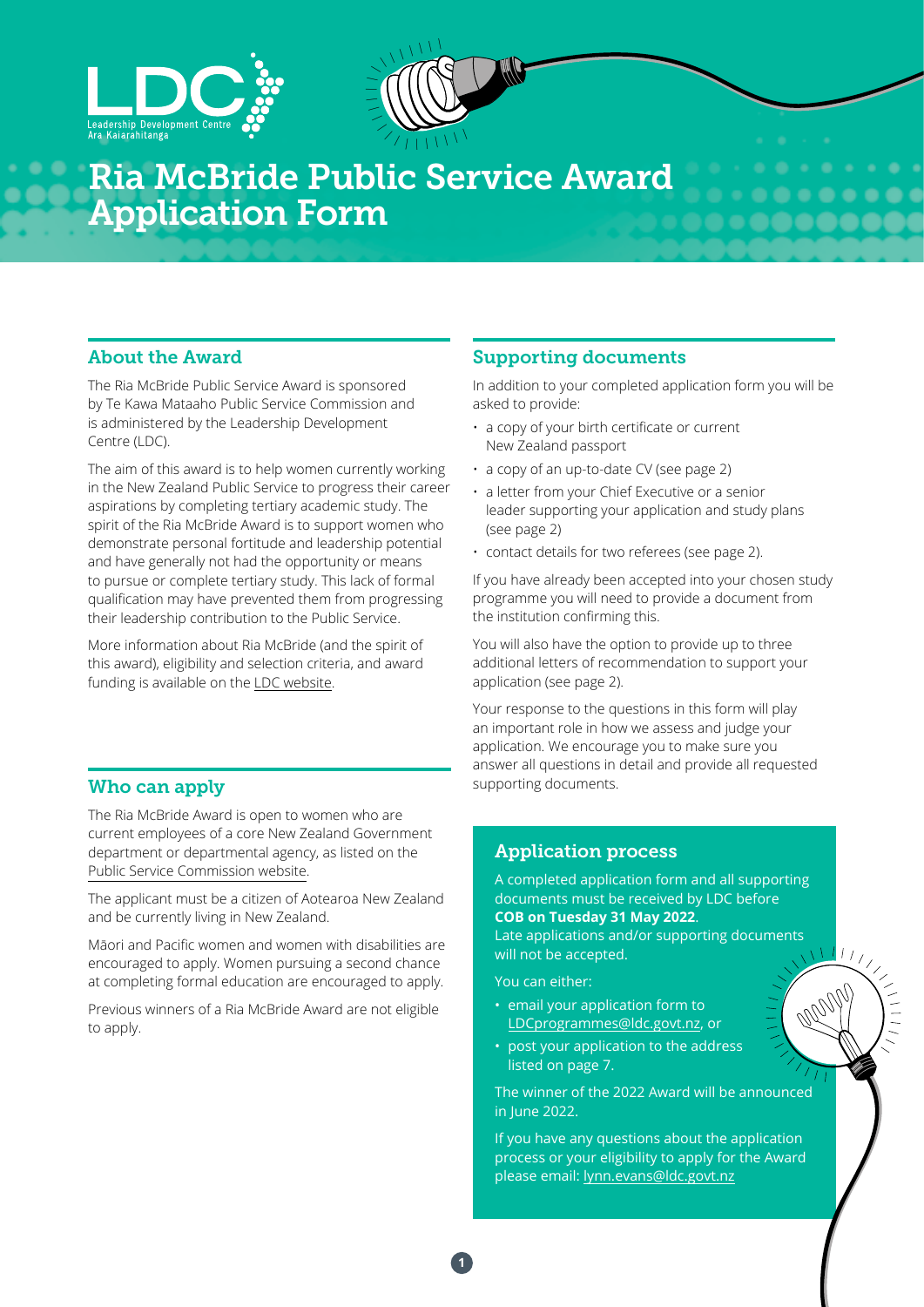# Ria McBride Public Service Award Application Form

## About the Award

The Ria McBride Public Service Award is sponsored by Te Kawa Mataaho Public Service Commission and is administered by the Leadership Development Centre (LDC).

The aim of this award is to help women currently working in the New Zealand Public Service to progress their career aspirations by completing tertiary academic study. The spirit of the Ria McBride Award is to support women who demonstrate personal fortitude and leadership potential and have generally not had the opportunity or means to pursue or complete tertiary study. This lack of formal qualification may have prevented them from progressing their leadership contribution to the Public Service.

More information about Ria McBride (and the spirit of this award), eligibility and selection criteria, and award funding is available on the LDC website.

## Who can apply

The Ria McBride Award is open to women who are current employees of a core New Zealand Government department or departmental agency, as listed on the Public Service Commission website.

The applicant must be a citizen of Aotearoa New Zealand and be currently living in New Zealand.

Māori and Pacific women and women with disabilities are encouraged to apply. Women pursuing a second chance at completing formal education are encouraged to apply.

Previous winners of a Ria McBride Award are not eligible to apply.

## Supporting documents

In addition to your completed application form you will be asked to provide:

- a copy of your birth certificate or current New Zealand passport
- a copy of an up-to-date CV (see page 2)
- a letter from your Chief Executive or a senior leader supporting your application and study plans (see page 2)
- contact details for two referees (see page 2).

If you have already been accepted into your chosen study programme you will need to provide a document from the institution confirming this.

You will also have the option to provide up to three additional letters of recommendation to support your application (see page 2).

Your response to the questions in this form will play an important role in how we assess and judge your application. We encourage you to make sure you answer all questions in detail and provide all requested supporting documents.

## Application process

A completed application form and all supporting documents must be received by LDC before **COB on Tuesday 31 May 2022**.
Late applications and/or supporting documents will not be accepted.

You can either:

- email your application form to LDCprogrammes@ldc.govt.nz, or
- post your application to the address listed on page 7.

The winner of the 2022 Award will be announced in June 2022.

If you have any questions about the application process or your eligibility to apply for the Award please email: lynn.evans@ldc.govt.nz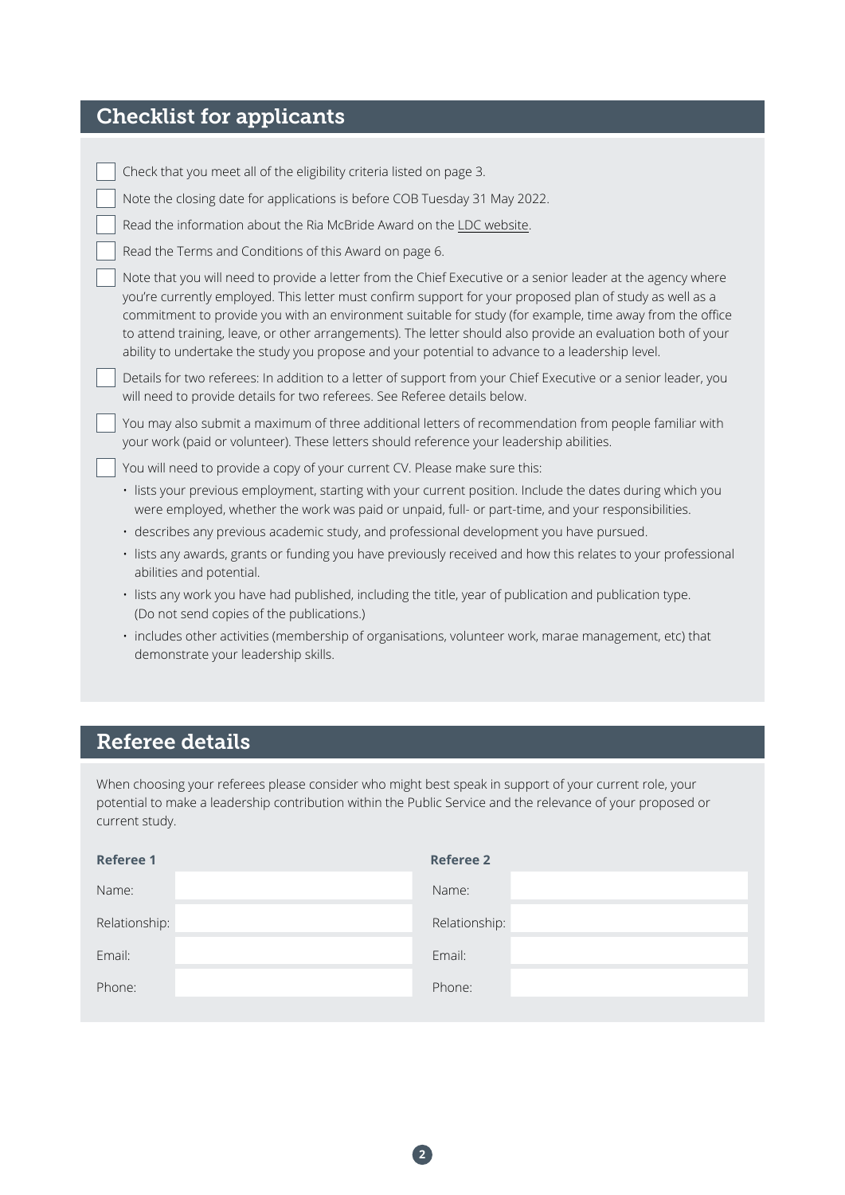## Checklist for applicants

- [ ] Check that you meet all of the eligibility criteria listed on page 3.
- [ ] Note the closing date for applications is before COB Tuesday 31 May 2022.
- [ ] Read the information about the Ria McBride Award on the LDC website.
- [ ] Read the Terms and Conditions of this Award on page 6.
- [ ] Note that you will need to provide a letter from the Chief Executive or a senior leader at the agency where you're currently employed. This letter must confirm support for your proposed plan of study as well as a commitment to provide you with an environment suitable for study (for example, time away from the office to attend training, leave, or other arrangements). The letter should also provide an evaluation both of your ability to undertake the study you propose and your potential to advance to a leadership level.
- [ ] Details for two referees: In addition to a letter of support from your Chief Executive or a senior leader, you will need to provide details for two referees. See Referee details below.
- [ ] You may also submit a maximum of three additional letters of recommendation from people familiar with your work (paid or volunteer). These letters should reference your leadership abilities.
- [ ] You will need to provide a copy of your current CV. Please make sure this:
  - lists your previous employment, starting with your current position. Include the dates during which you were employed, whether the work was paid or unpaid, full- or part-time, and your responsibilities.
  - describes any previous academic study, and professional development you have pursued.
  - lists any awards, grants or funding you have previously received and how this relates to your professional abilities and potential.
  - lists any work you have had published, including the title, year of publication and publication type. (Do not send copies of the publications.)
  - includes other activities (membership of organisations, volunteer work, marae management, etc) that demonstrate your leadership skills.

## Referee details

When choosing your referees please consider who might best speak in support of your current role, your potential to make a leadership contribution within the Public Service and the relevance of your proposed or current study.

| **Referee 1** | | **Referee 2** | |
|---|---|---|---|
| Name: | | Name: | |
| Relationship: | | Relationship: | |
| Email: | | Email: | |
| Phone: | | Phone: | |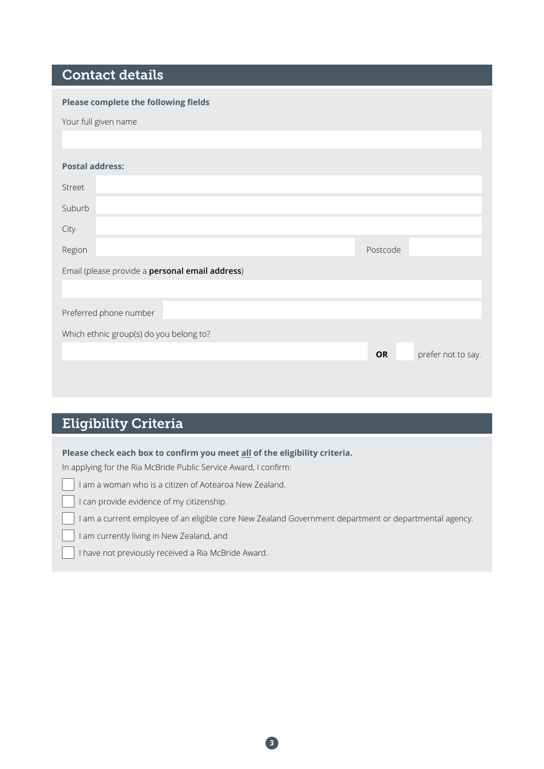## Contact details

**Please complete the following fields**

Your full given name

**Postal address:**

Street

Suburb

City

Region

Postcode

Email (please provide a **personal email address**)

Preferred phone number

Which ethnic group(s) do you belong to?

**OR** ☐ prefer not to say.

## Eligibility Criteria

**Please check each box to confirm you meet all of the eligibility criteria.**

In applying for the Ria McBride Public Service Award, I confirm:

- ☐ I am a woman who is a citizen of Aotearoa New Zealand.
- ☐ I can provide evidence of my citizenship.
- ☐ I am a current employee of an eligible core New Zealand Government department or departmental agency.
- ☐ I am currently living in New Zealand, and
- ☐ I have not previously received a Ria McBride Award.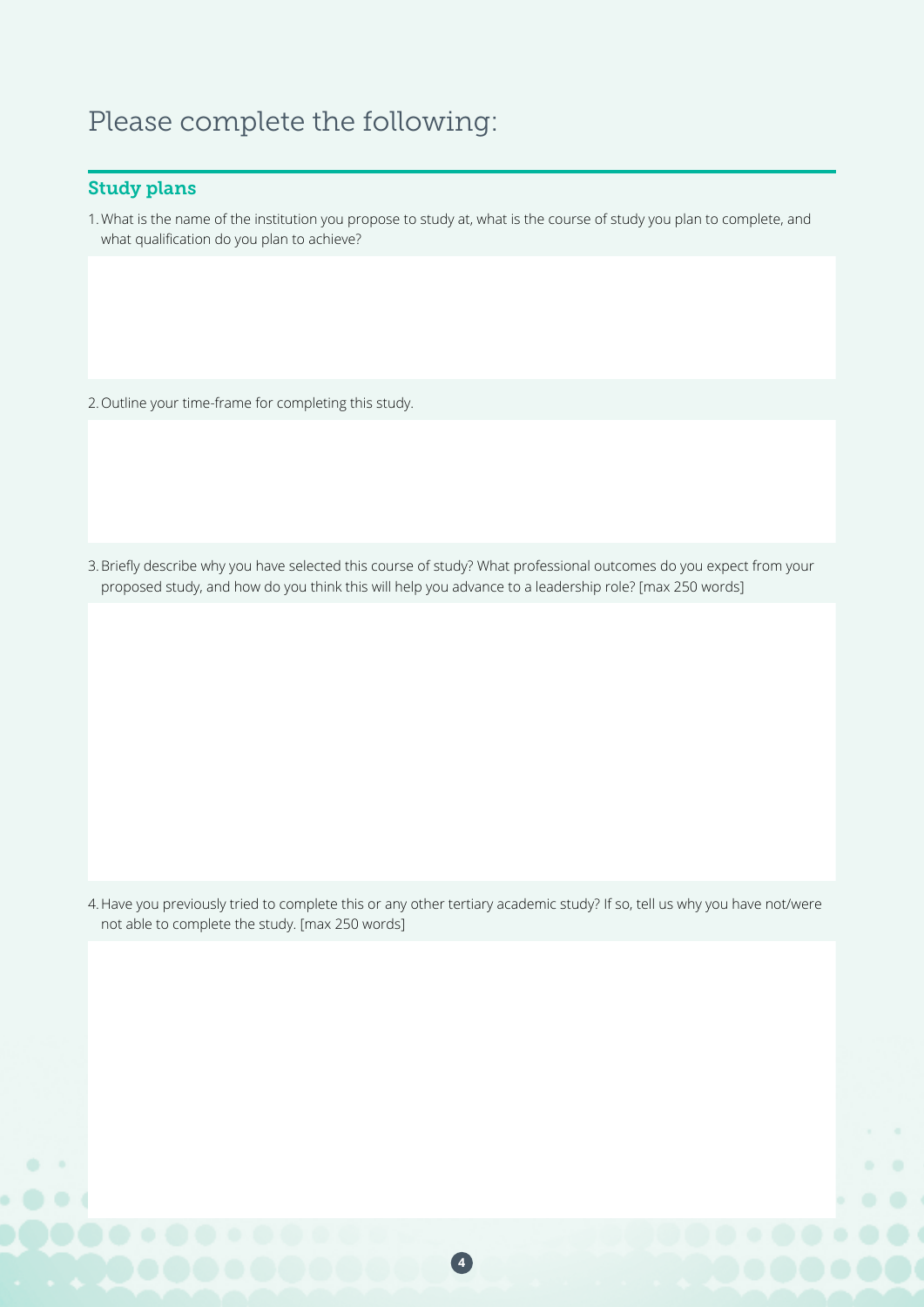# Please complete the following:

## Study plans

1. What is the name of the institution you propose to study at, what is the course of study you plan to complete, and what qualification do you plan to achieve?

2. Outline your time-frame for completing this study.

3. Briefly describe why you have selected this course of study? What professional outcomes do you expect from your proposed study, and how do you think this will help you advance to a leadership role? [max 250 words]

4. Have you previously tried to complete this or any other tertiary academic study? If so, tell us why you have not/were not able to complete the study. [max 250 words]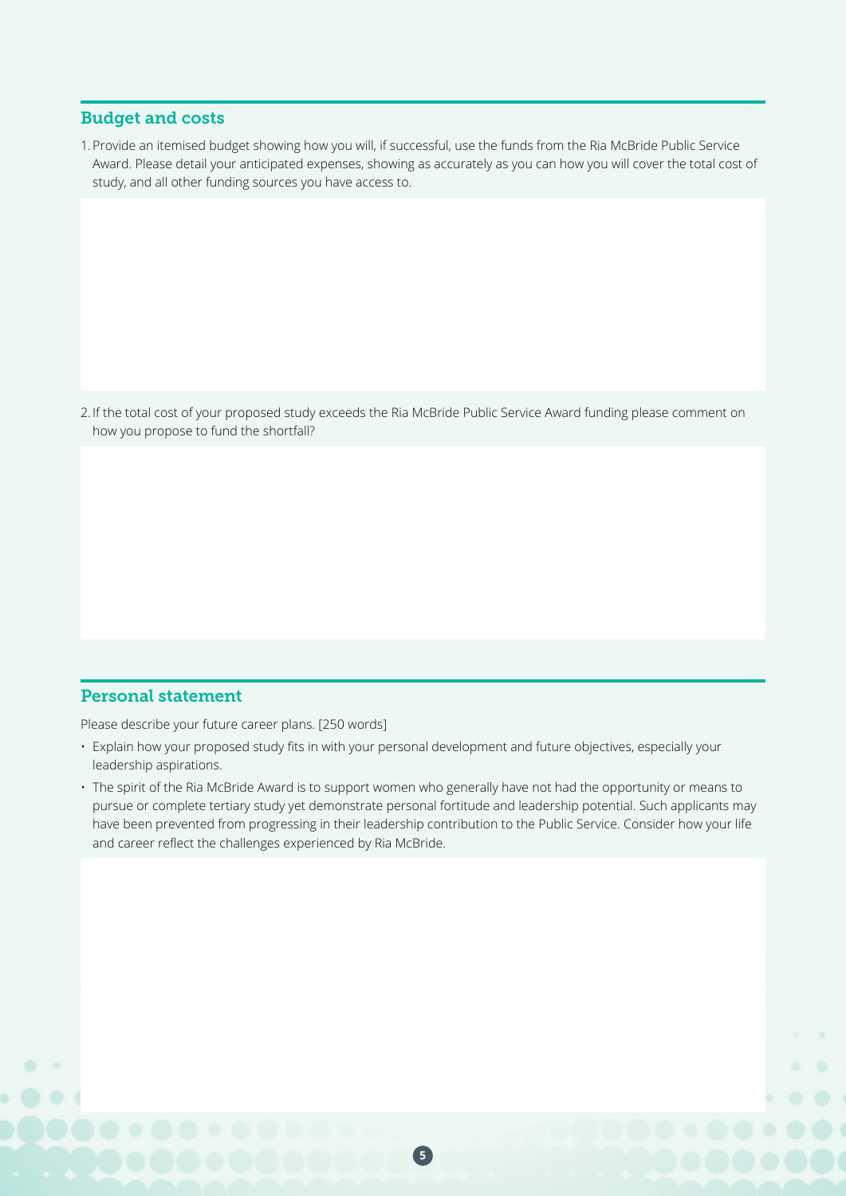## Budget and costs

1. Provide an itemised budget showing how you will, if successful, use the funds from the Ria McBride Public Service Award. Please detail your anticipated expenses, showing as accurately as you can how you will cover the total cost of study, and all other funding sources you have access to.

2. If the total cost of your proposed study exceeds the Ria McBride Public Service Award funding please comment on how you propose to fund the shortfall?

## Personal statement

Please describe your future career plans. [250 words]

- Explain how your proposed study fits in with your personal development and future objectives, especially your leadership aspirations.
- The spirit of the Ria McBride Award is to support women who generally have not had the opportunity or means to pursue or complete tertiary study yet demonstrate personal fortitude and leadership potential. Such applicants may have been prevented from progressing in their leadership contribution to the Public Service. Consider how your life and career reflect the challenges experienced by Ria McBride.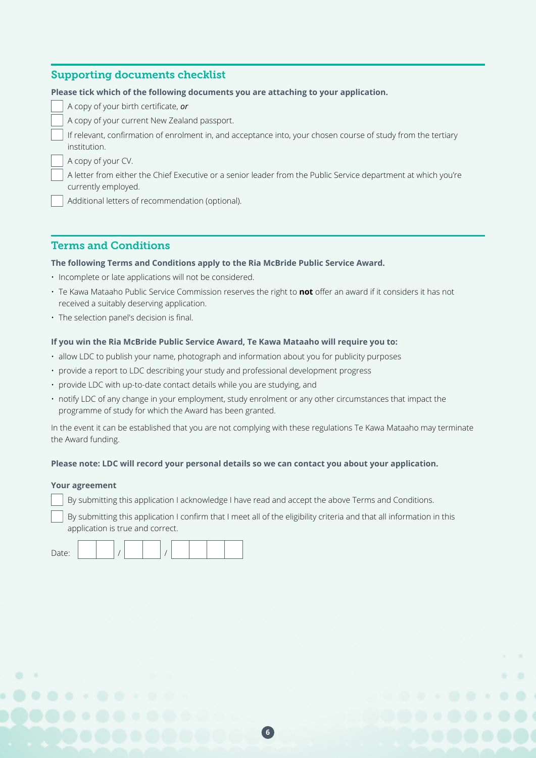## Supporting documents checklist

**Please tick which of the following documents you are attaching to your application.**

- [ ] A copy of your birth certificate, ***or***
- [ ] A copy of your current New Zealand passport.
- [ ] If relevant, confirmation of enrolment in, and acceptance into, your chosen course of study from the tertiary institution.
- [ ] A copy of your CV.
- [ ] A letter from either the Chief Executive or a senior leader from the Public Service department at which you're currently employed.
- [ ] Additional letters of recommendation (optional).

## Terms and Conditions

**The following Terms and Conditions apply to the Ria McBride Public Service Award.**

- Incomplete or late applications will not be considered.
- Te Kawa Mataaho Public Service Commission reserves the right to **not** offer an award if it considers it has not received a suitably deserving application.
- The selection panel's decision is final.

**If you win the Ria McBride Public Service Award, Te Kawa Mataaho will require you to:**

- allow LDC to publish your name, photograph and information about you for publicity purposes
- provide a report to LDC describing your study and professional development progress
- provide LDC with up-to-date contact details while you are studying, and
- notify LDC of any change in your employment, study enrolment or any other circumstances that impact the programme of study for which the Award has been granted.

In the event it can be established that you are not complying with these regulations Te Kawa Mataaho may terminate the Award funding.

**Please note: LDC will record your personal details so we can contact you about your application.**

**Your agreement**

- [ ] By submitting this application I acknowledge I have read and accept the above Terms and Conditions.
- [ ] By submitting this application I confirm that I meet all of the eligibility criteria and that all information in this application is true and correct.

Date: __ __ / __ __ / __ __ __ __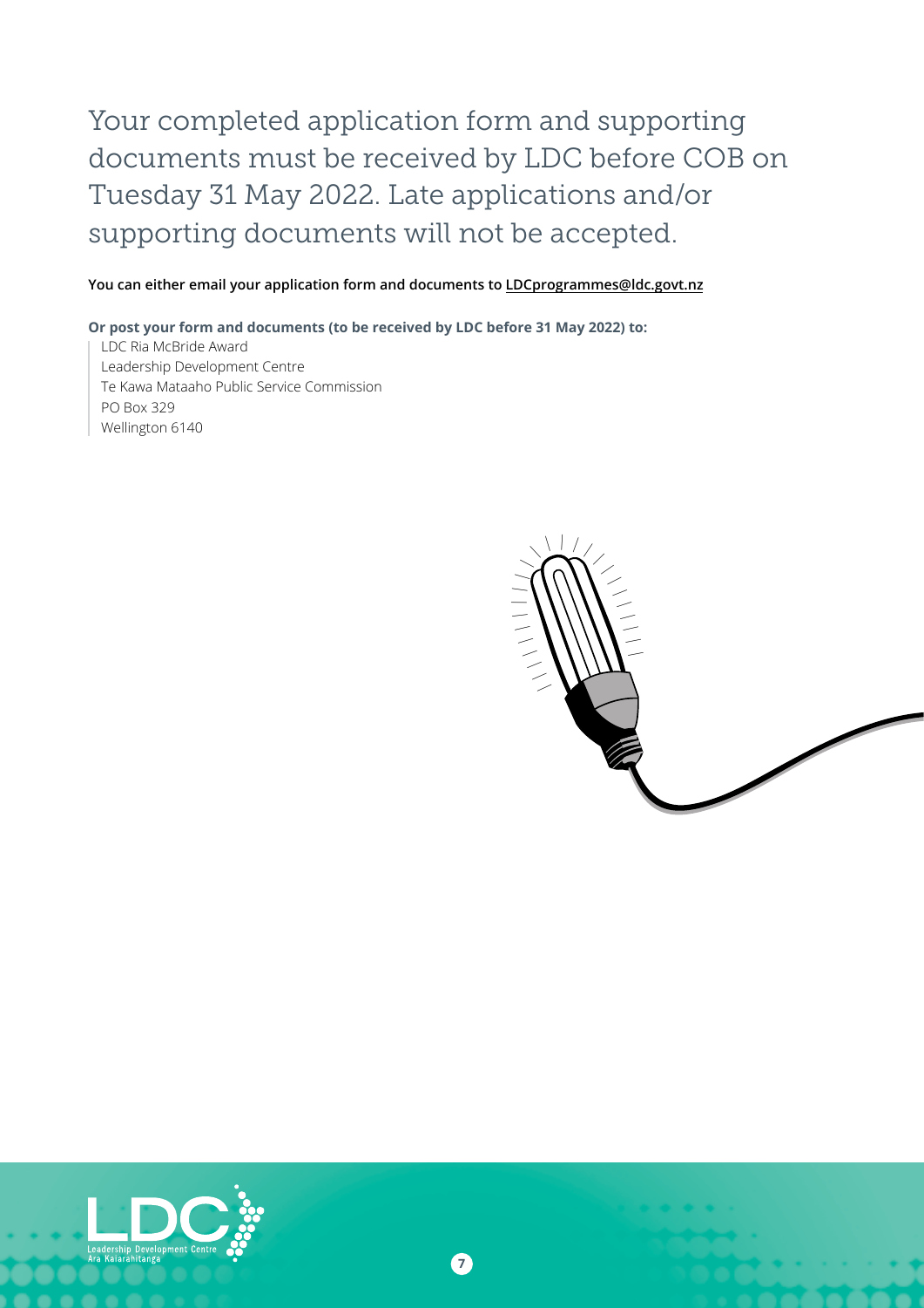# Your completed application form and supporting documents must be received by LDC before COB on Tuesday 31 May 2022. Late applications and/or supporting documents will not be accepted.

**You can either email your application form and documents to LDCprogrammes@ldc.govt.nz**

**Or post your form and documents (to be received by LDC before 31 May 2022) to:**

LDC Ria McBride Award
Leadership Development Centre
Te Kawa Mataaho Public Service Commission
PO Box 329
Wellington 6140